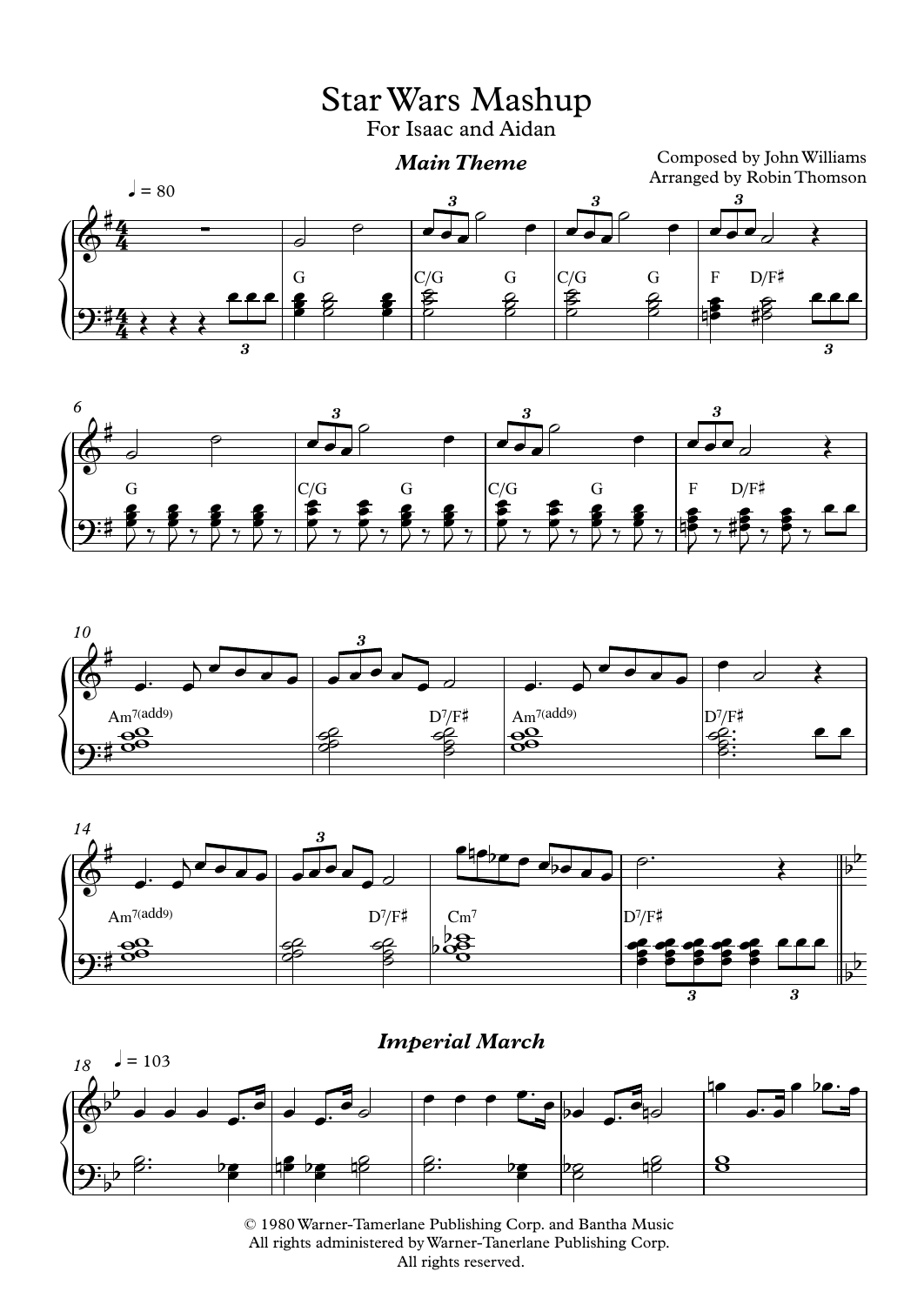# Star Wars Mashup

For Isaac and Aidan

*Main Theme*

Composed by John Williams
Arranged by Robin Thomson

*Imperial March*

© 1980 Warner-Tamerlane Publishing Corp. and Bantha Music
All rights administered by Warner-Tamerlane Publishing Corp.
All rights reserved.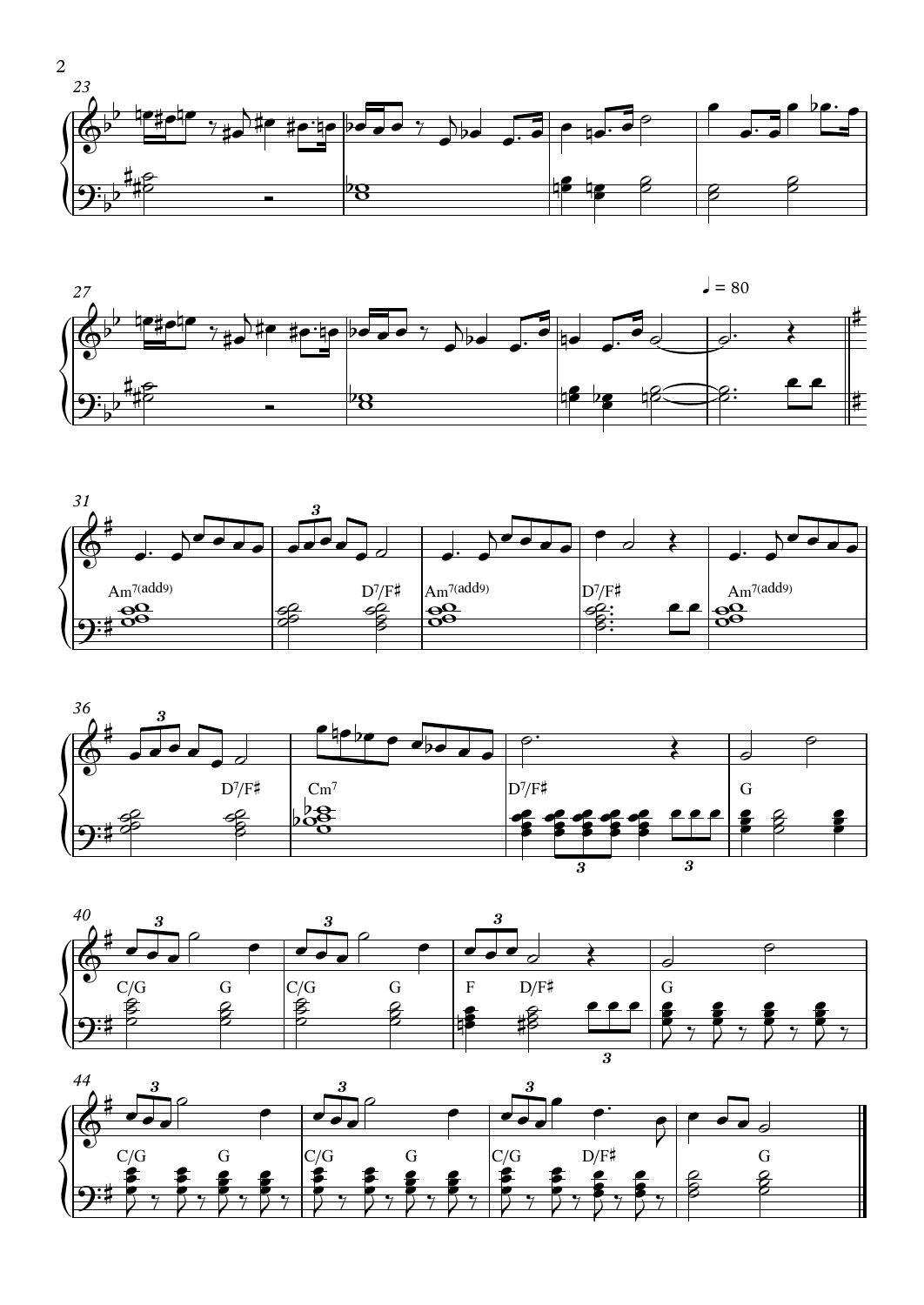23

27

♩ = 80

31

Am7(add9) D7/F♯ Am7(add9) D7/F♯ Am7(add9)

36

D7/F♯ Cm7 D7/F♯ G

40

C/G G C/G G F D/F♯ G

44

C/G G C/G G C/G D/F♯ G